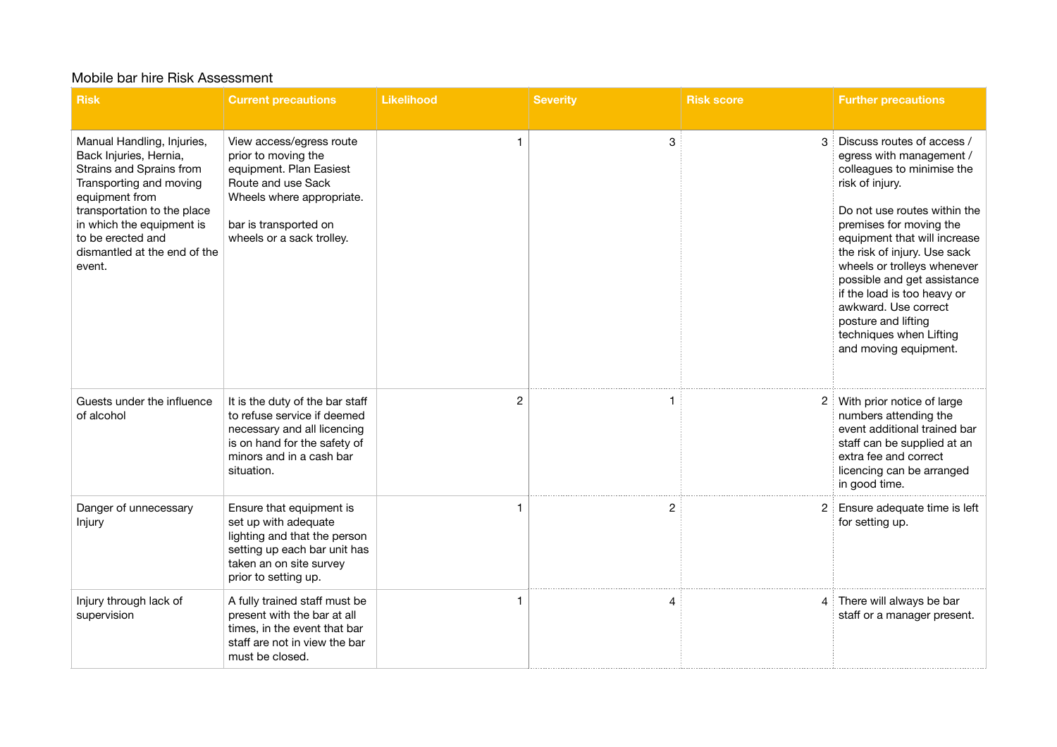Mobile bar hire Risk Assessment

| Risk | Current precautions | Likelihood | Severity | Risk score | Further precautions |
|---|---|---|---|---|---|
| Manual Handling, Injuries, Back Injuries, Hernia, Strains and Sprains from Transporting and moving equipment from transportation to the place in which the equipment is to be erected and dismantled at the end of the event. | View access/egress route prior to moving the equipment. Plan Easiest Route and use Sack Wheels where appropriate.<br><br>bar is transported on wheels or a sack trolley. | 1 | 3 | 3 | Discuss routes of access / egress with management / colleagues to minimise the risk of injury.<br><br>Do not use routes within the premises for moving the equipment that will increase the risk of injury. Use sack wheels or trolleys whenever possible and get assistance if the load is too heavy or awkward. Use correct posture and lifting techniques when Lifting and moving equipment. |
| Guests under the influence of alcohol | It is the duty of the bar staff to refuse service if deemed necessary and all licencing is on hand for the safety of minors and in a cash bar situation. | 2 | 1 | 2 | With prior notice of large numbers attending the event additional trained bar staff can be supplied at an extra fee and correct licencing can be arranged in good time. |
| Danger of unnecessary Injury | Ensure that equipment is set up with adequate lighting and that the person setting up each bar unit has taken an on site survey prior to setting up. | 1 | 2 | 2 | Ensure adequate time is left for setting up. |
| Injury through lack of supervision | A fully trained staff must be present with the bar at all times, in the event that bar staff are not in view the bar must be closed. | 1 | 4 | 4 | There will always be bar staff or a manager present. |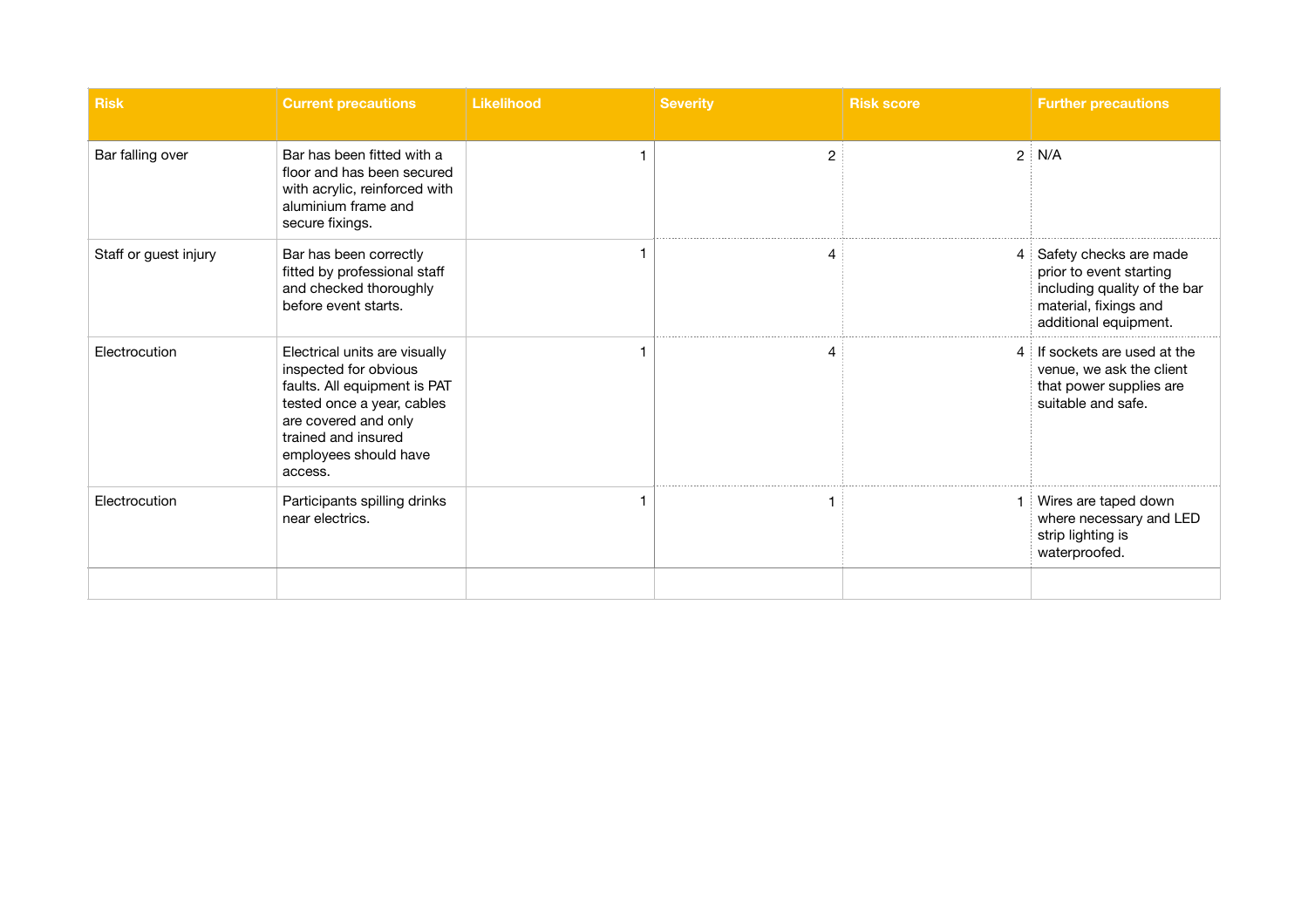| Risk | Current precautions | Likelihood | Severity | Risk score | Further precautions |
|---|---|---|---|---|---|
| Bar falling over | Bar has been fitted with a floor and has been secured with acrylic, reinforced with aluminium frame and secure fixings. | 1 | 2 | 2 | N/A |
| Staff or guest injury | Bar has been correctly fitted by professional staff and checked thoroughly before event starts. | 1 | 4 | 4 | Safety checks are made prior to event starting including quality of the bar material, fixings and additional equipment. |
| Electrocution | Electrical units are visually inspected for obvious faults. All equipment is PAT tested once a year, cables are covered and only trained and insured employees should have access. | 1 | 4 | 4 | If sockets are used at the venue, we ask the client that power supplies are suitable and safe. |
| Electrocution | Participants spilling drinks near electrics. | 1 | 1 | 1 | Wires are taped down where necessary and LED strip lighting is waterproofed. |
| | | | | | |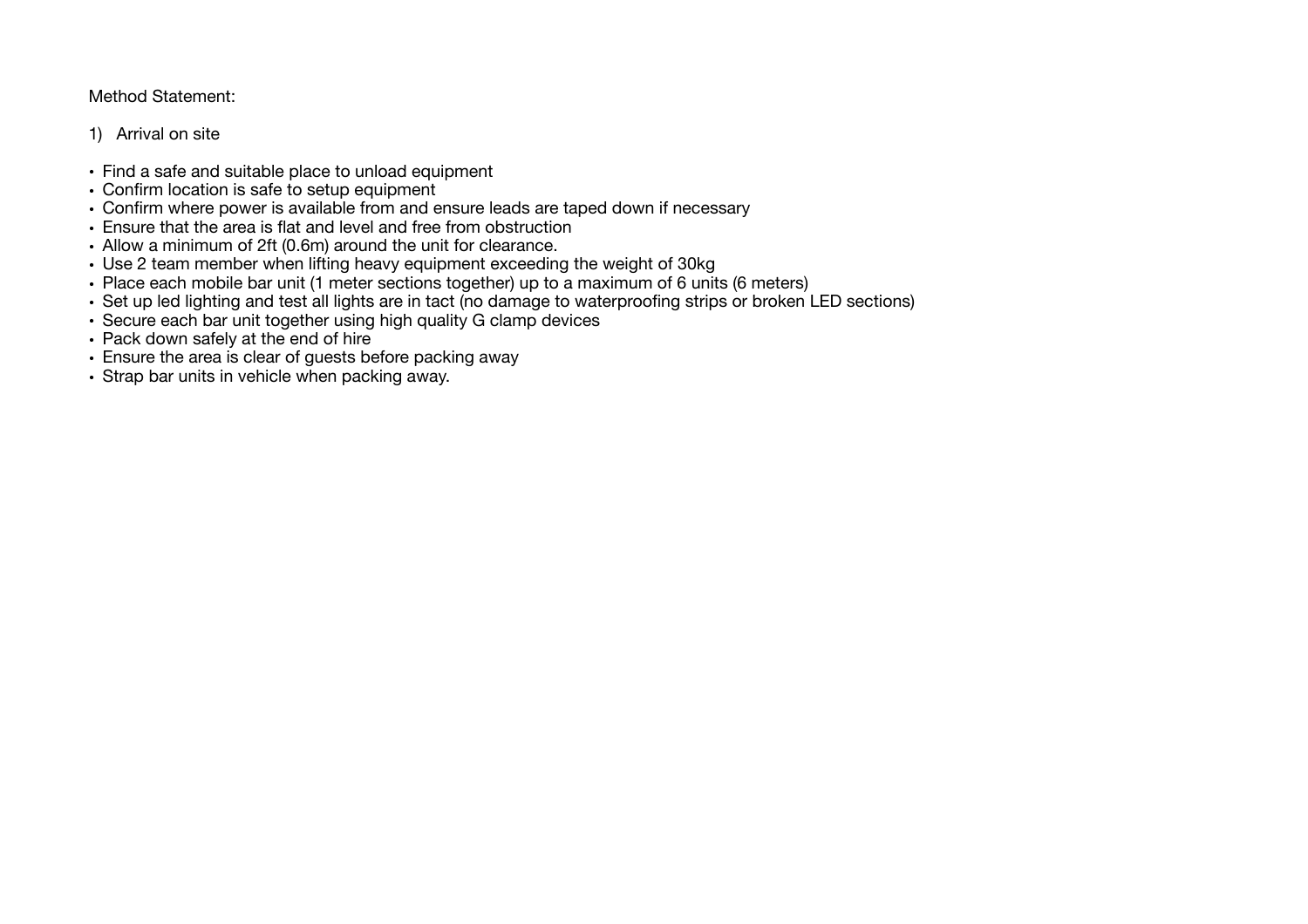Method Statement:

1) Arrival on site

- Find a safe and suitable place to unload equipment
- Confirm location is safe to setup equipment
- Confirm where power is available from and ensure leads are taped down if necessary
- Ensure that the area is flat and level and free from obstruction
- Allow a minimum of 2ft (0.6m) around the unit for clearance.
- Use 2 team member when lifting heavy equipment exceeding the weight of 30kg
- Place each mobile bar unit (1 meter sections together) up to a maximum of 6 units (6 meters)
- Set up led lighting and test all lights are in tact (no damage to waterproofing strips or broken LED sections)
- Secure each bar unit together using high quality G clamp devices
- Pack down safely at the end of hire
- Ensure the area is clear of guests before packing away
- Strap bar units in vehicle when packing away.